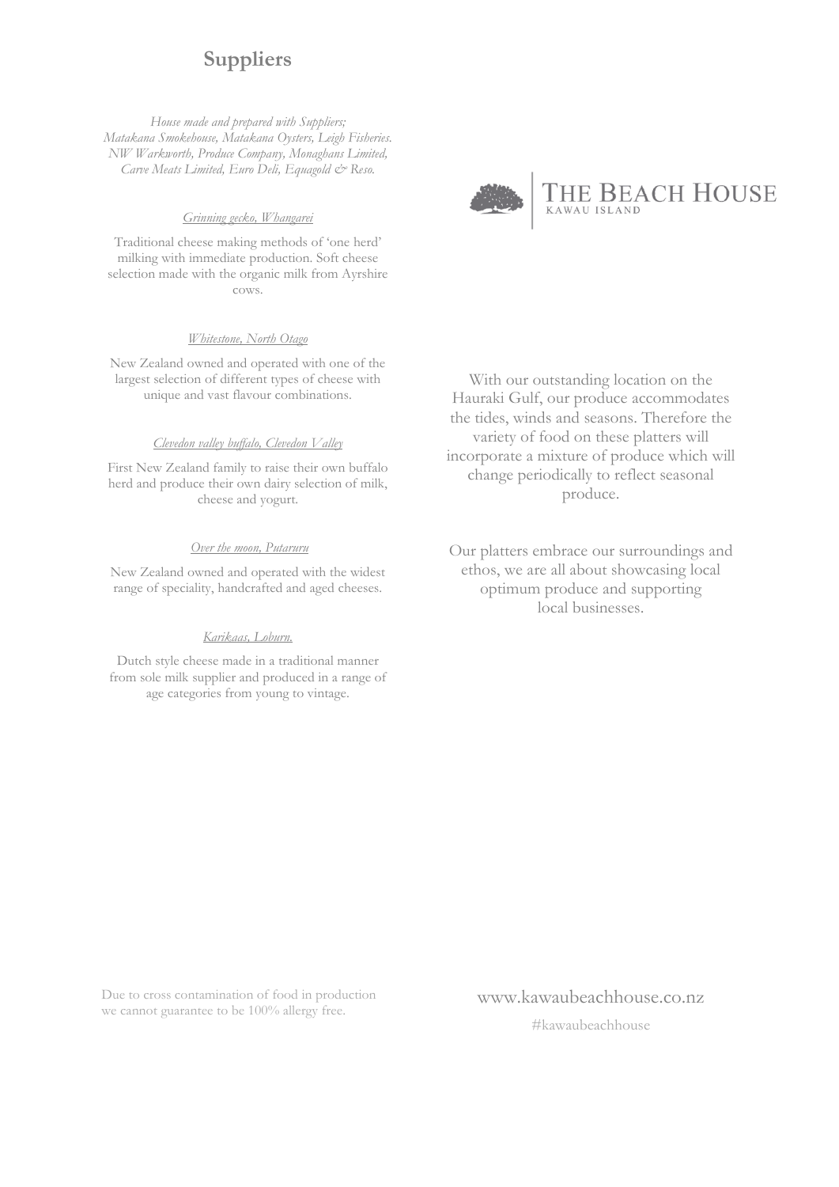## Suppliers

*House made and prepared with Suppliers; Matakana Smokehouse, Matakana Oysters, Leigh Fisheries. NW Warkworth, Produce Company, Monaghans Limited, Carve Meats Limited, Euro Deli, Equagold & Reso.*

*Grinning gecko, Whangarei*

Traditional cheese making methods of 'one herd' milking with immediate production. Soft cheese selection made with the organic milk from Ayrshire cows.

*Whitestone, North Otago*

New Zealand owned and operated with one of the largest selection of different types of cheese with unique and vast flavour combinations.

*Clevedon valley buffalo, Clevedon Valley*

First New Zealand family to raise their own buffalo herd and produce their own dairy selection of milk, cheese and yogurt.

*Over the moon, Putaruru*

New Zealand owned and operated with the widest range of speciality, handcrafted and aged cheeses.

*Karikaas, Loburn.*

Dutch style cheese made in a traditional manner from sole milk supplier and produced in a range of age categories from young to vintage.

THE BEACH HOUSE
KAWAU ISLAND

With our outstanding location on the Hauraki Gulf, our produce accommodates the tides, winds and seasons. Therefore the variety of food on these platters will incorporate a mixture of produce which will change periodically to reflect seasonal produce.

Our platters embrace our surroundings and ethos, we are all about showcasing local optimum produce and supporting local businesses.

Due to cross contamination of food in production we cannot guarantee to be 100% allergy free.

www.kawaubeachhouse.co.nz

#kawaubeachhouse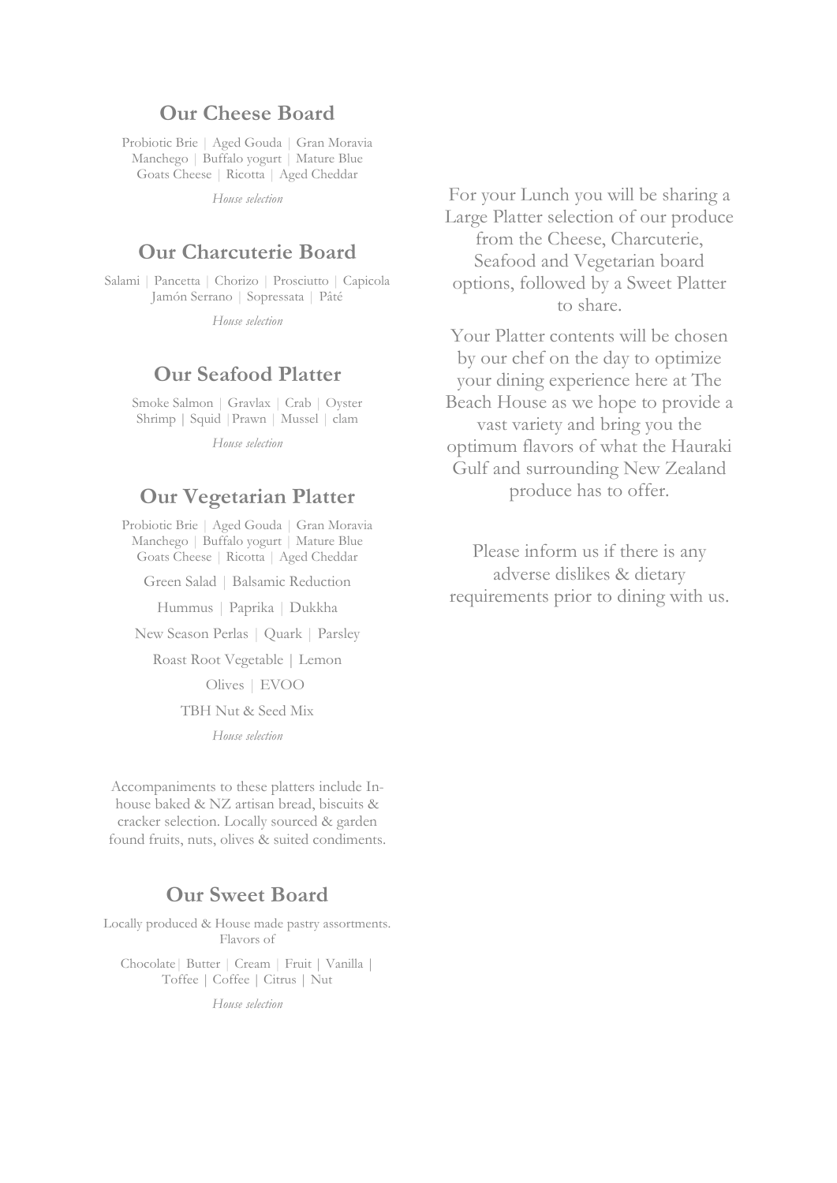## Our Cheese Board

Probiotic Brie | Aged Gouda | Gran Moravia
Manchego | Buffalo yogurt | Mature Blue
Goats Cheese | Ricotta | Aged Cheddar

*House selection*

## Our Charcuterie Board

Salami | Pancetta | Chorizo | Prosciutto | Capicola
Jamón Serrano | Sopressata | Pâté

*House selection*

## Our Seafood Platter

Smoke Salmon | Gravlax | Crab | Oyster
Shrimp | Squid | Prawn | Mussel | clam

*House selection*

## Our Vegetarian Platter

Probiotic Brie | Aged Gouda | Gran Moravia
Manchego | Buffalo yogurt | Mature Blue
Goats Cheese | Ricotta | Aged Cheddar

Green Salad | Balsamic Reduction

Hummus | Paprika | Dukkha

New Season Perlas | Quark | Parsley

Roast Root Vegetable | Lemon

Olives | EVOO

TBH Nut & Seed Mix

*House selection*

Accompaniments to these platters include In-house baked & NZ artisan bread, biscuits & cracker selection. Locally sourced & garden found fruits, nuts, olives & suited condiments.

## Our Sweet Board

Locally produced & House made pastry assortments. Flavors of

Chocolate | Butter | Cream | Fruit | Vanilla | Toffee | Coffee | Citrus | Nut

*House selection*

For your Lunch you will be sharing a Large Platter selection of our produce from the Cheese, Charcuterie, Seafood and Vegetarian board options, followed by a Sweet Platter to share.

Your Platter contents will be chosen by our chef on the day to optimize your dining experience here at The Beach House as we hope to provide a vast variety and bring you the optimum flavors of what the Hauraki Gulf and surrounding New Zealand produce has to offer.

Please inform us if there is any adverse dislikes & dietary requirements prior to dining with us.